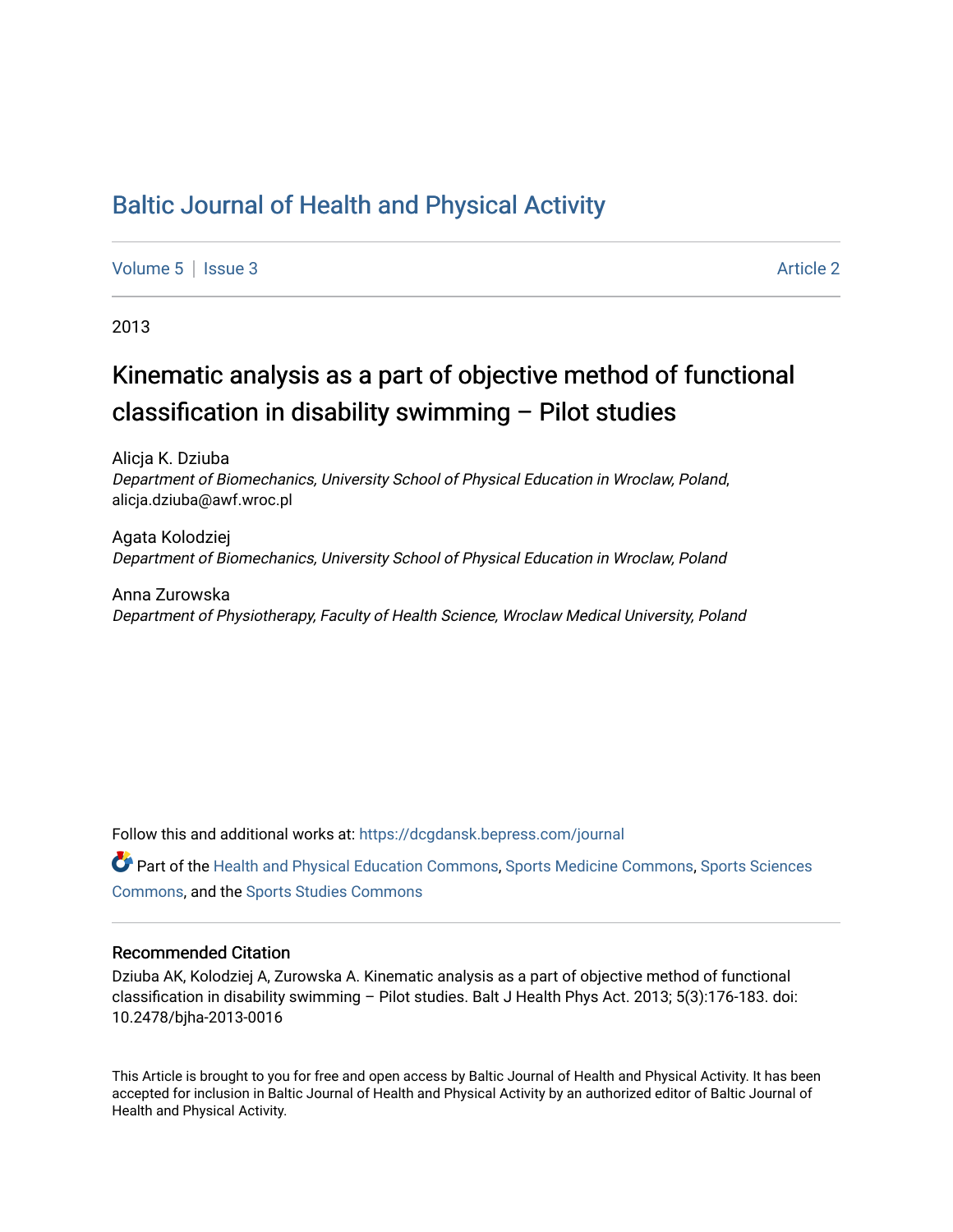# Baltic Journal of Health and Physical Activity

Volume 5 | Issue 3 Article 2

2013

## Kinematic analysis as a part of objective method of functional classification in disability swimming – Pilot studies

Alicja K. Dziuba
*Department of Biomechanics, University School of Physical Education in Wroclaw, Poland*, alicja.dziuba@awf.wroc.pl

Agata Kolodziej
*Department of Biomechanics, University School of Physical Education in Wroclaw, Poland*

Anna Zurowska
*Department of Physiotherapy, Faculty of Health Science, Wroclaw Medical University, Poland*

Follow this and additional works at: https://dcgdansk.bepress.com/journal

Part of the Health and Physical Education Commons, Sports Medicine Commons, Sports Sciences Commons, and the Sports Studies Commons

### Recommended Citation

Dziuba AK, Kolodziej A, Zurowska A. Kinematic analysis as a part of objective method of functional classification in disability swimming – Pilot studies. Balt J Health Phys Act. 2013; 5(3):176-183. doi: 10.2478/bjha-2013-0016

This Article is brought to you for free and open access by Baltic Journal of Health and Physical Activity. It has been accepted for inclusion in Baltic Journal of Health and Physical Activity by an authorized editor of Baltic Journal of Health and Physical Activity.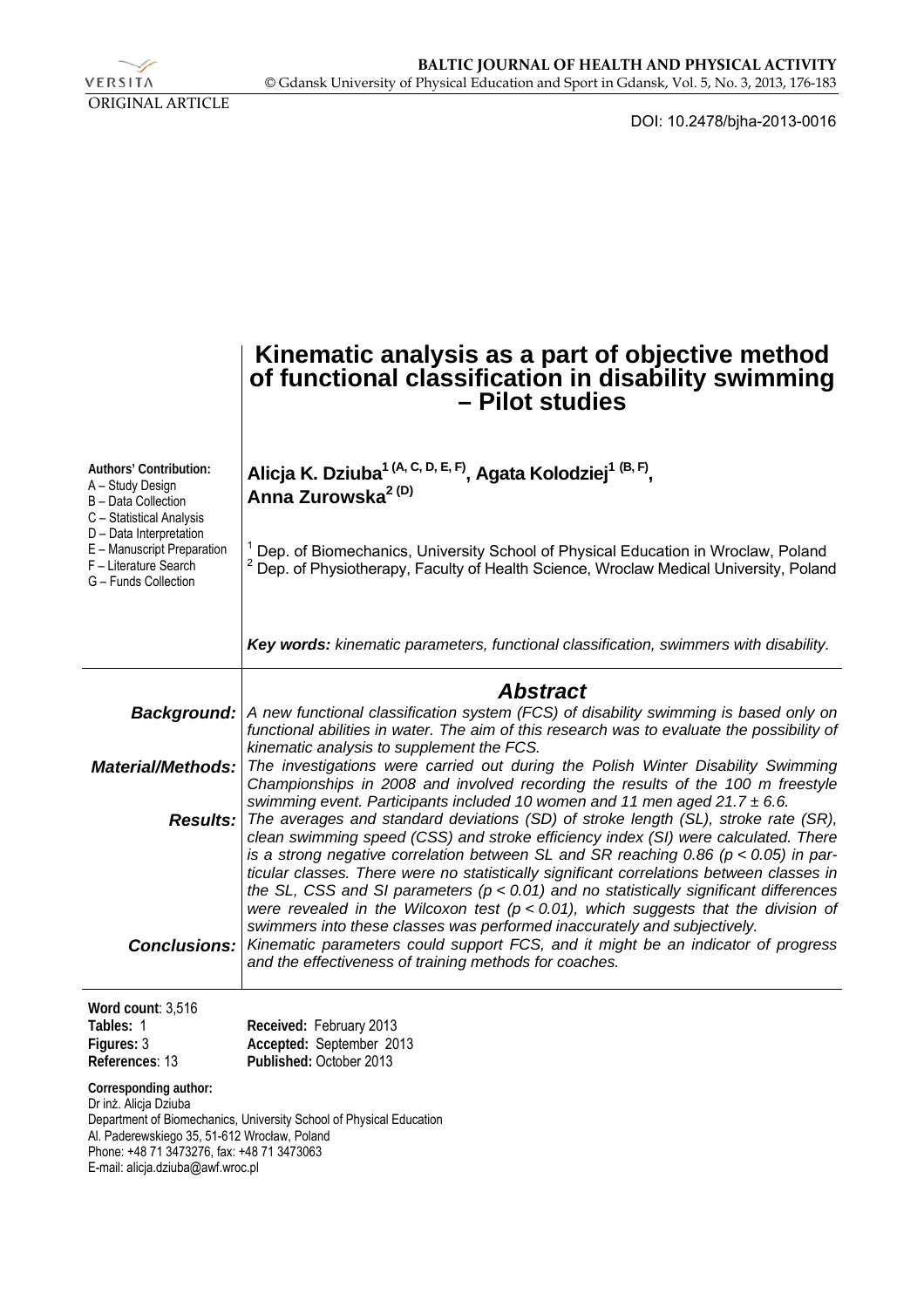ORIGINAL ARTICLE

DOI: 10.2478/bjha-2013-0016

# Kinematic analysis as a part of objective method of functional classification in disability swimming – Pilot studies

**Authors' Contribution:**
A – Study Design
B – Data Collection
C – Statistical Analysis
D – Data Interpretation
E – Manuscript Preparation
F – Literature Search
G – Funds Collection

**Alicja K. Dziuba[1 (A, C, D, E, F)], Agata Kolodziej[1 (B, F)], Anna Zurowska[2 (D)]**

[1] Dep. of Biomechanics, University School of Physical Education in Wroclaw, Poland
[2] Dep. of Physiotherapy, Faculty of Health Science, Wroclaw Medical University, Poland

***Key words:** kinematic parameters, functional classification, swimmers with disability.*

## Abstract

***Background:*** *A new functional classification system (FCS) of disability swimming is based only on functional abilities in water. The aim of this research was to evaluate the possibility of kinematic analysis to supplement the FCS.*

***Material/Methods:*** *The investigations were carried out during the Polish Winter Disability Swimming Championships in 2008 and involved recording the results of the 100 m freestyle swimming event. Participants included 10 women and 11 men aged 21.7 ± 6.6.*

***Results:*** *The averages and standard deviations (SD) of stroke length (SL), stroke rate (SR), clean swimming speed (CSS) and stroke efficiency index (SI) were calculated. There is a strong negative correlation between SL and SR reaching 0.86 ($p < 0.05$) in particular classes. There were no statistically significant correlations between classes in the SL, CSS and SI parameters ($p < 0.01$) and no statistically significant differences were revealed in the Wilcoxon test ($p < 0.01$), which suggests that the division of swimmers into these classes was performed inaccurately and subjectively.*

***Conclusions:*** *Kinematic parameters could support FCS, and it might be an indicator of progress and the effectiveness of training methods for coaches.*

**Word count**: 3,516
**Tables:** 1
**Figures:** 3
**References**: 13

**Received:** February 2013
**Accepted:** September 2013
**Published:** October 2013

**Corresponding author:**
Dr inż. Alicja Dziuba
Department of Biomechanics, University School of Physical Education
Al. Paderewskiego 35, 51-612 Wrocław, Poland
Phone: +48 71 3473276, fax: +48 71 3473063
E-mail: alicja.dziuba@awf.wroc.pl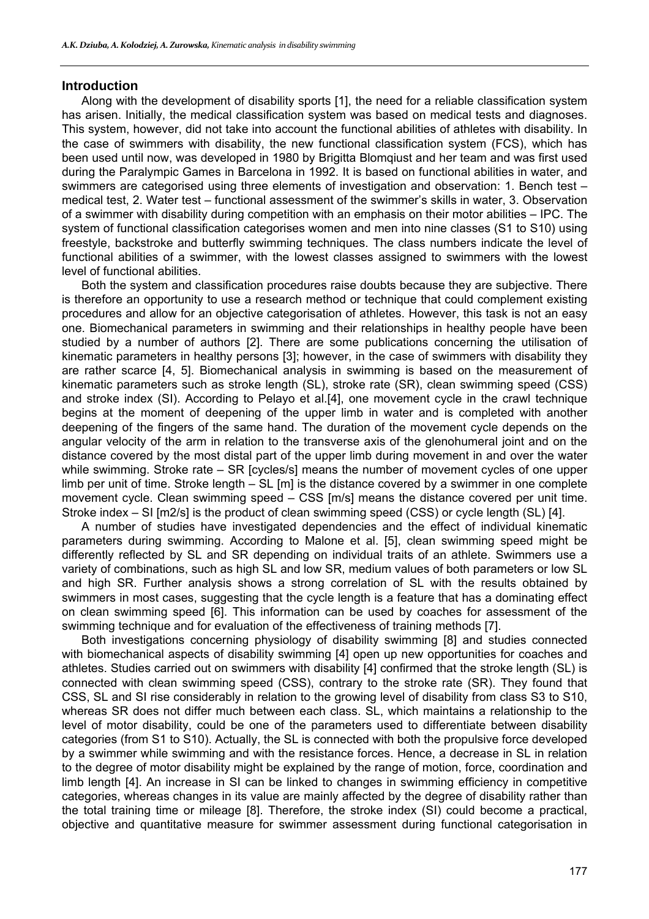## Introduction

Along with the development of disability sports [1], the need for a reliable classification system has arisen. Initially, the medical classification system was based on medical tests and diagnoses. This system, however, did not take into account the functional abilities of athletes with disability. In the case of swimmers with disability, the new functional classification system (FCS), which has been used until now, was developed in 1980 by Brigitta Blomqiust and her team and was first used during the Paralympic Games in Barcelona in 1992. It is based on functional abilities in water, and swimmers are categorised using three elements of investigation and observation: 1. Bench test – medical test, 2. Water test – functional assessment of the swimmer's skills in water, 3. Observation of a swimmer with disability during competition with an emphasis on their motor abilities – IPC. The system of functional classification categorises women and men into nine classes (S1 to S10) using freestyle, backstroke and butterfly swimming techniques. The class numbers indicate the level of functional abilities of a swimmer, with the lowest classes assigned to swimmers with the lowest level of functional abilities.

Both the system and classification procedures raise doubts because they are subjective. There is therefore an opportunity to use a research method or technique that could complement existing procedures and allow for an objective categorisation of athletes. However, this task is not an easy one. Biomechanical parameters in swimming and their relationships in healthy people have been studied by a number of authors [2]. There are some publications concerning the utilisation of kinematic parameters in healthy persons [3]; however, in the case of swimmers with disability they are rather scarce [4, 5]. Biomechanical analysis in swimming is based on the measurement of kinematic parameters such as stroke length (SL), stroke rate (SR), clean swimming speed (CSS) and stroke index (SI). According to Pelayo et al.[4], one movement cycle in the crawl technique begins at the moment of deepening of the upper limb in water and is completed with another deepening of the fingers of the same hand. The duration of the movement cycle depends on the angular velocity of the arm in relation to the transverse axis of the glenohumeral joint and on the distance covered by the most distal part of the upper limb during movement in and over the water while swimming. Stroke rate – SR [cycles/s] means the number of movement cycles of one upper limb per unit of time. Stroke length – SL [m] is the distance covered by a swimmer in one complete movement cycle. Clean swimming speed – CSS [m/s] means the distance covered per unit time. Stroke index – SI [m2/s] is the product of clean swimming speed (CSS) or cycle length (SL) [4].

A number of studies have investigated dependencies and the effect of individual kinematic parameters during swimming. According to Malone et al. [5], clean swimming speed might be differently reflected by SL and SR depending on individual traits of an athlete. Swimmers use a variety of combinations, such as high SL and low SR, medium values of both parameters or low SL and high SR. Further analysis shows a strong correlation of SL with the results obtained by swimmers in most cases, suggesting that the cycle length is a feature that has a dominating effect on clean swimming speed [6]. This information can be used by coaches for assessment of the swimming technique and for evaluation of the effectiveness of training methods [7].

Both investigations concerning physiology of disability swimming [8] and studies connected with biomechanical aspects of disability swimming [4] open up new opportunities for coaches and athletes. Studies carried out on swimmers with disability [4] confirmed that the stroke length (SL) is connected with clean swimming speed (CSS), contrary to the stroke rate (SR). They found that CSS, SL and SI rise considerably in relation to the growing level of disability from class S3 to S10, whereas SR does not differ much between each class. SL, which maintains a relationship to the level of motor disability, could be one of the parameters used to differentiate between disability categories (from S1 to S10). Actually, the SL is connected with both the propulsive force developed by a swimmer while swimming and with the resistance forces. Hence, a decrease in SL in relation to the degree of motor disability might be explained by the range of motion, force, coordination and limb length [4]. An increase in SI can be linked to changes in swimming efficiency in competitive categories, whereas changes in its value are mainly affected by the degree of disability rather than the total training time or mileage [8]. Therefore, the stroke index (SI) could become a practical, objective and quantitative measure for swimmer assessment during functional categorisation in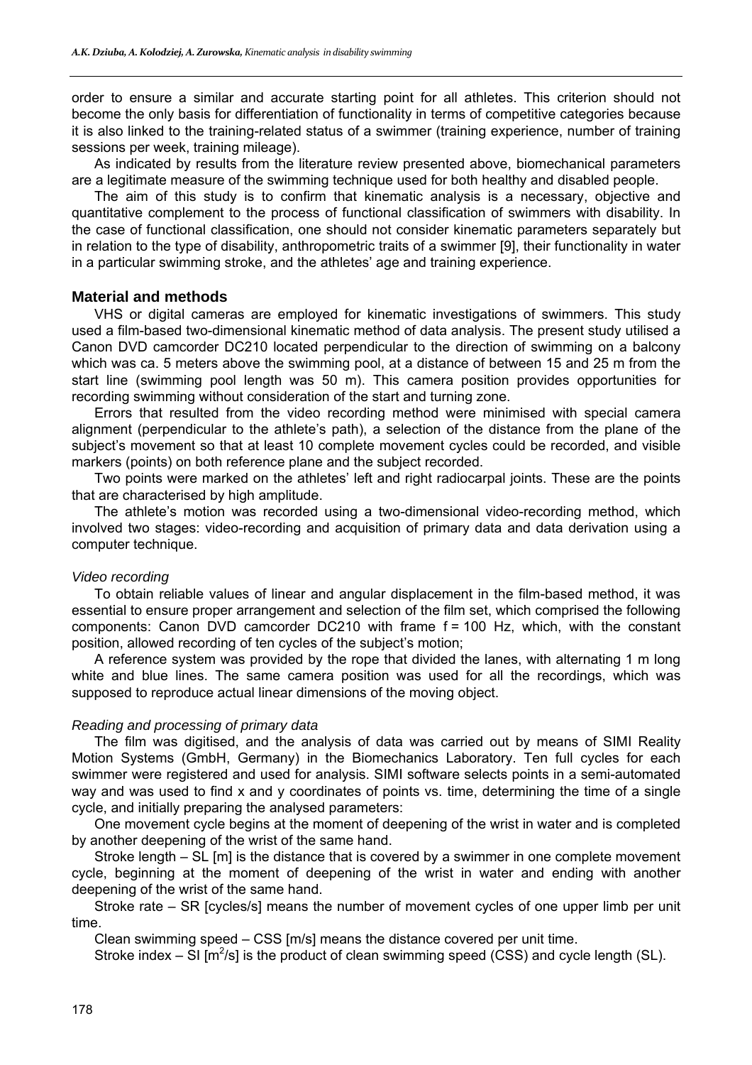order to ensure a similar and accurate starting point for all athletes. This criterion should not become the only basis for differentiation of functionality in terms of competitive categories because it is also linked to the training-related status of a swimmer (training experience, number of training sessions per week, training mileage).

As indicated by results from the literature review presented above, biomechanical parameters are a legitimate measure of the swimming technique used for both healthy and disabled people.

The aim of this study is to confirm that kinematic analysis is a necessary, objective and quantitative complement to the process of functional classification of swimmers with disability. In the case of functional classification, one should not consider kinematic parameters separately but in relation to the type of disability, anthropometric traits of a swimmer [9], their functionality in water in a particular swimming stroke, and the athletes' age and training experience.

## Material and methods

VHS or digital cameras are employed for kinematic investigations of swimmers. This study used a film-based two-dimensional kinematic method of data analysis. The present study utilised a Canon DVD camcorder DC210 located perpendicular to the direction of swimming on a balcony which was ca. 5 meters above the swimming pool, at a distance of between 15 and 25 m from the start line (swimming pool length was 50 m). This camera position provides opportunities for recording swimming without consideration of the start and turning zone.

Errors that resulted from the video recording method were minimised with special camera alignment (perpendicular to the athlete's path), a selection of the distance from the plane of the subject's movement so that at least 10 complete movement cycles could be recorded, and visible markers (points) on both reference plane and the subject recorded.

Two points were marked on the athletes' left and right radiocarpal joints. These are the points that are characterised by high amplitude.

The athlete's motion was recorded using a two-dimensional video-recording method, which involved two stages: video-recording and acquisition of primary data and data derivation using a computer technique.

### *Video recording*

To obtain reliable values of linear and angular displacement in the film-based method, it was essential to ensure proper arrangement and selection of the film set, which comprised the following components: Canon DVD camcorder DC210 with frame f = 100 Hz, which, with the constant position, allowed recording of ten cycles of the subject's motion;

A reference system was provided by the rope that divided the lanes, with alternating 1 m long white and blue lines. The same camera position was used for all the recordings, which was supposed to reproduce actual linear dimensions of the moving object.

### *Reading and processing of primary data*

The film was digitised, and the analysis of data was carried out by means of SIMI Reality Motion Systems (GmbH, Germany) in the Biomechanics Laboratory. Ten full cycles for each swimmer were registered and used for analysis. SIMI software selects points in a semi-automated way and was used to find x and y coordinates of points vs. time, determining the time of a single cycle, and initially preparing the analysed parameters:

One movement cycle begins at the moment of deepening of the wrist in water and is completed by another deepening of the wrist of the same hand.

Stroke length – SL [m] is the distance that is covered by a swimmer in one complete movement cycle, beginning at the moment of deepening of the wrist in water and ending with another deepening of the wrist of the same hand.

Stroke rate – SR [cycles/s] means the number of movement cycles of one upper limb per unit time.

Clean swimming speed – CSS [m/s] means the distance covered per unit time.

Stroke index – SI [$m^2$/s] is the product of clean swimming speed (CSS) and cycle length (SL).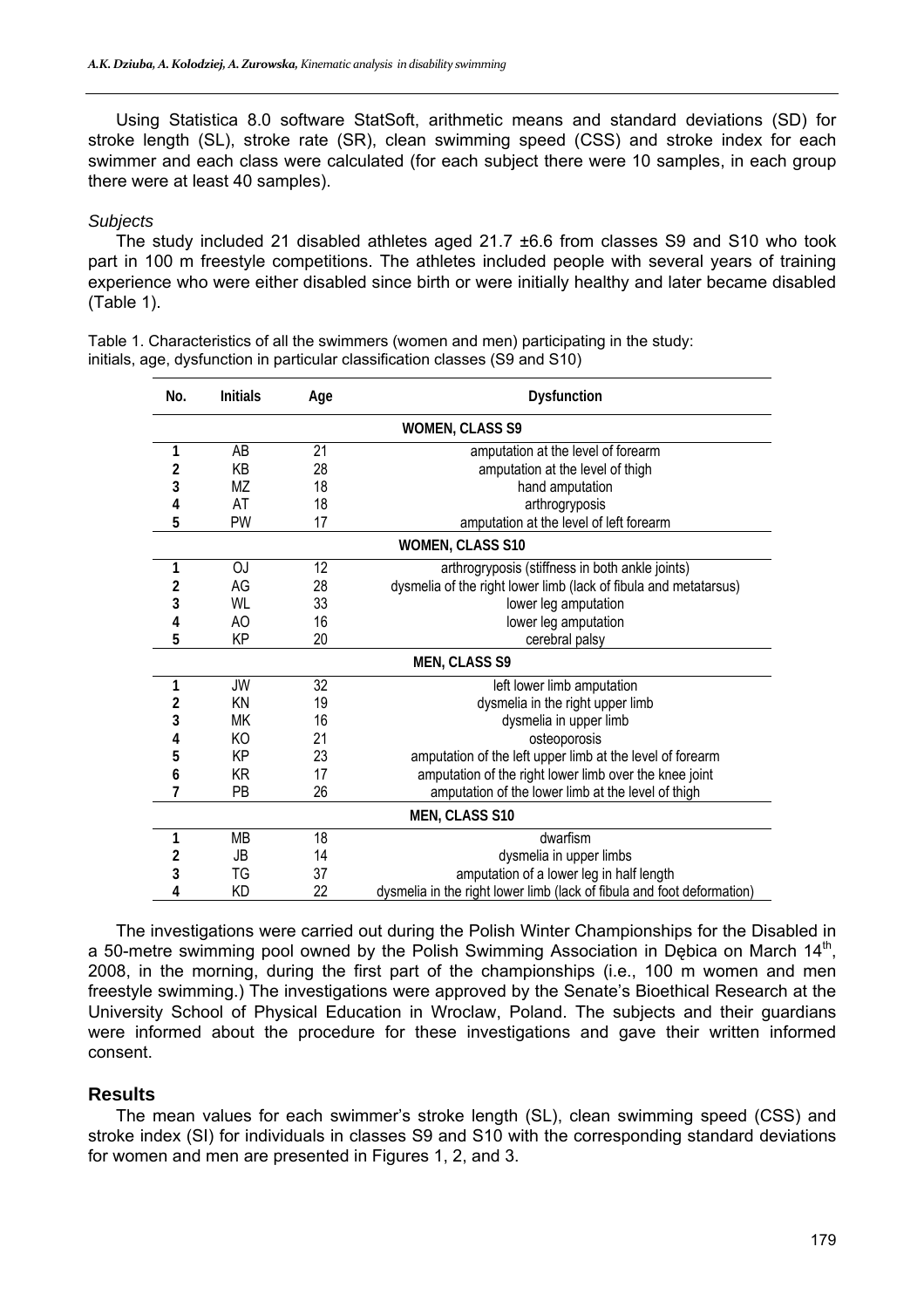Using Statistica 8.0 software StatSoft, arithmetic means and standard deviations (SD) for stroke length (SL), stroke rate (SR), clean swimming speed (CSS) and stroke index for each swimmer and each class were calculated (for each subject there were 10 samples, in each group there were at least 40 samples).

*Subjects*

The study included 21 disabled athletes aged 21.7 ±6.6 from classes S9 and S10 who took part in 100 m freestyle competitions. The athletes included people with several years of training experience who were either disabled since birth or were initially healthy and later became disabled (Table 1).

Table 1. Characteristics of all the swimmers (women and men) participating in the study: initials, age, dysfunction in particular classification classes (S9 and S10)

| No. | Initials | Age | Dysfunction |
|---|---|---|---|
| | | | **WOMEN, CLASS S9** |
| 1 | AB | 21 | amputation at the level of forearm |
| 2 | KB | 28 | amputation at the level of thigh |
| 3 | MZ | 18 | hand amputation |
| 4 | AT | 18 | arthrogryposis |
| 5 | PW | 17 | amputation at the level of left forearm |
| | | | **WOMEN, CLASS S10** |
| 1 | OJ | 12 | arthrogryposis (stiffness in both ankle joints) |
| 2 | AG | 28 | dysmelia of the right lower limb (lack of fibula and metatarsus) |
| 3 | WL | 33 | lower leg amputation |
| 4 | AO | 16 | lower leg amputation |
| 5 | KP | 20 | cerebral palsy |
| | | | **MEN, CLASS S9** |
| 1 | JW | 32 | left lower limb amputation |
| 2 | KN | 19 | dysmelia in the right upper limb |
| 3 | MK | 16 | dysmelia in upper limb |
| 4 | KO | 21 | osteoporosis |
| 5 | KP | 23 | amputation of the left upper limb at the level of forearm |
| 6 | KR | 17 | amputation of the right lower limb over the knee joint |
| 7 | PB | 26 | amputation of the lower limb at the level of thigh |
| | | | **MEN, CLASS S10** |
| 1 | MB | 18 | dwarfism |
| 2 | JB | 14 | dysmelia in upper limbs |
| 3 | TG | 37 | amputation of a lower leg in half length |
| 4 | KD | 22 | dysmelia in the right lower limb (lack of fibula and foot deformation) |

The investigations were carried out during the Polish Winter Championships for the Disabled in a 50-metre swimming pool owned by the Polish Swimming Association in Dębica on March 14th, 2008, in the morning, during the first part of the championships (i.e., 100 m women and men freestyle swimming.) The investigations were approved by the Senate's Bioethical Research at the University School of Physical Education in Wroclaw, Poland. The subjects and their guardians were informed about the procedure for these investigations and gave their written informed consent.

## Results

The mean values for each swimmer's stroke length (SL), clean swimming speed (CSS) and stroke index (SI) for individuals in classes S9 and S10 with the corresponding standard deviations for women and men are presented in Figures 1, 2, and 3.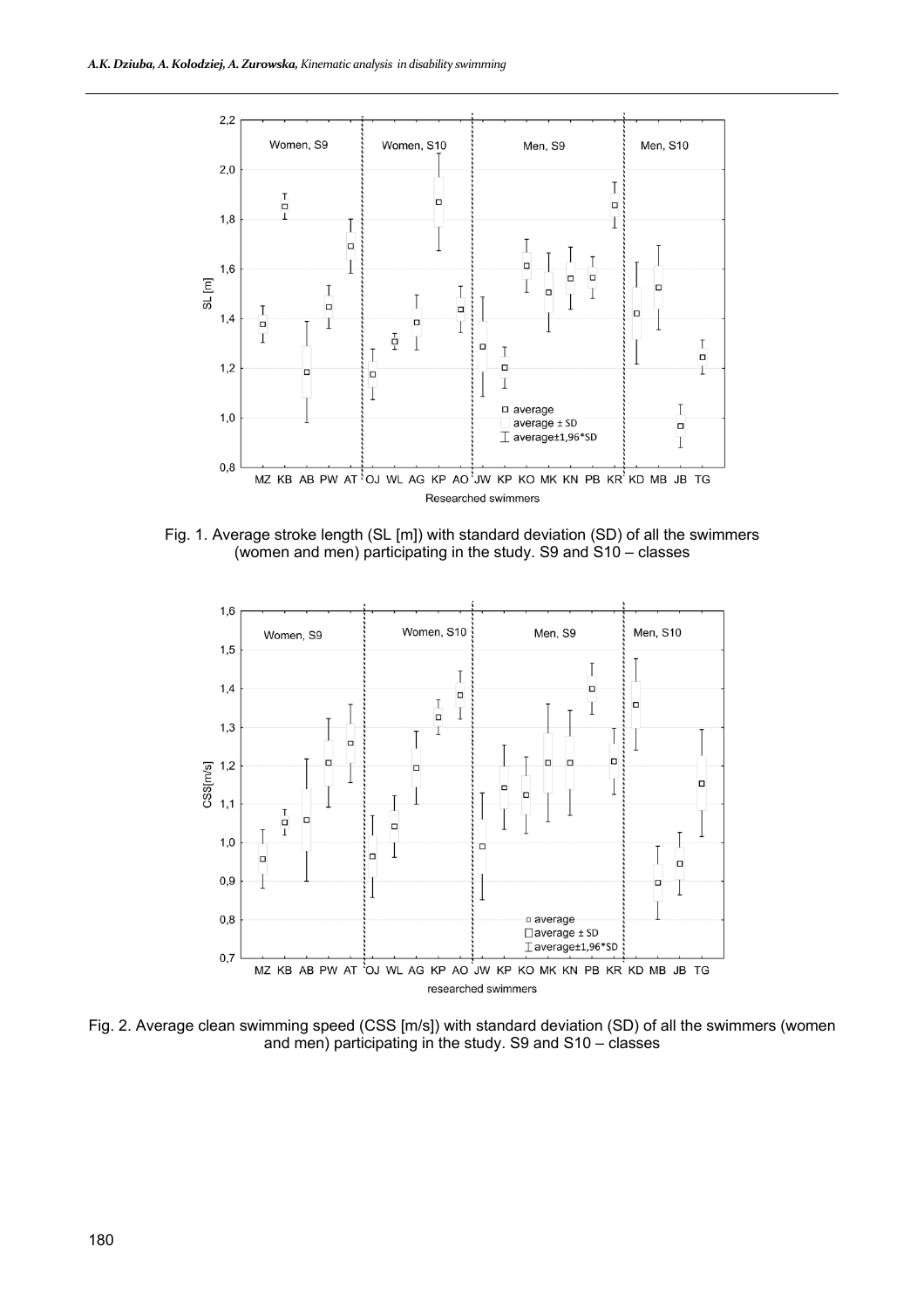Fig. 1. Average stroke length (SL [m]) with standard deviation (SD) of all the swimmers (women and men) participating in the study. S9 and S10 – classes

Fig. 2. Average clean swimming speed (CSS [m/s]) with standard deviation (SD) of all the swimmers (women and men) participating in the study. S9 and S10 – classes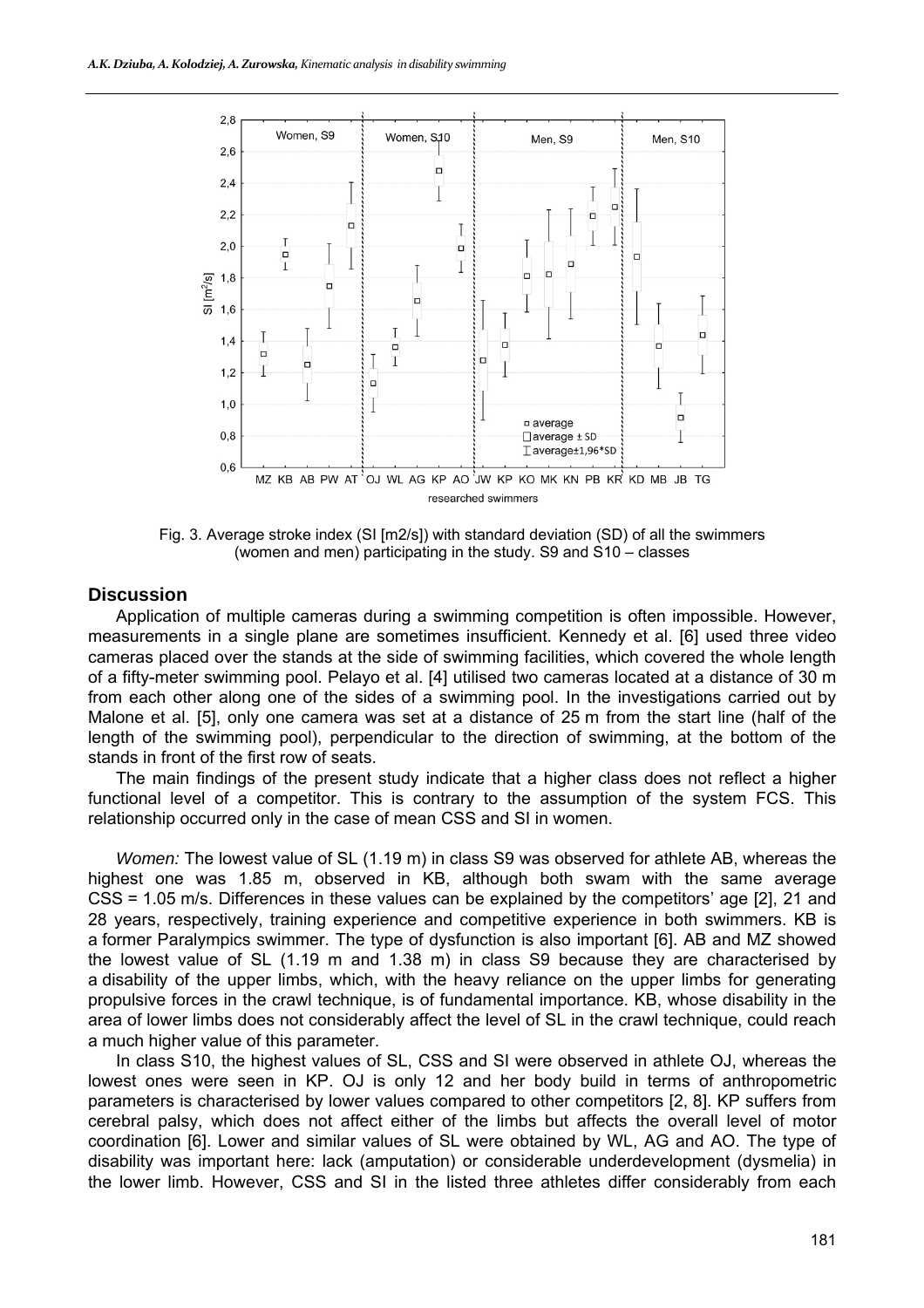Fig. 3. Average stroke index (SI [m2/s]) with standard deviation (SD) of all the swimmers (women and men) participating in the study. S9 and S10 – classes

## Discussion

Application of multiple cameras during a swimming competition is often impossible. However, measurements in a single plane are sometimes insufficient. Kennedy et al. [6] used three video cameras placed over the stands at the side of swimming facilities, which covered the whole length of a fifty-meter swimming pool. Pelayo et al. [4] utilised two cameras located at a distance of 30 m from each other along one of the sides of a swimming pool. In the investigations carried out by Malone et al. [5], only one camera was set at a distance of 25 m from the start line (half of the length of the swimming pool), perpendicular to the direction of swimming, at the bottom of the stands in front of the first row of seats.

The main findings of the present study indicate that a higher class does not reflect a higher functional level of a competitor. This is contrary to the assumption of the system FCS. This relationship occurred only in the case of mean CSS and SI in women.

*Women:* The lowest value of SL (1.19 m) in class S9 was observed for athlete AB, whereas the highest one was 1.85 m, observed in KB, although both swam with the same average CSS = 1.05 m/s. Differences in these values can be explained by the competitors' age [2], 21 and 28 years, respectively, training experience and competitive experience in both swimmers. KB is a former Paralympics swimmer. The type of dysfunction is also important [6]. AB and MZ showed the lowest value of SL (1.19 m and 1.38 m) in class S9 because they are characterised by a disability of the upper limbs, which, with the heavy reliance on the upper limbs for generating propulsive forces in the crawl technique, is of fundamental importance. KB, whose disability in the area of lower limbs does not considerably affect the level of SL in the crawl technique, could reach a much higher value of this parameter.

In class S10, the highest values of SL, CSS and SI were observed in athlete OJ, whereas the lowest ones were seen in KP. OJ is only 12 and her body build in terms of anthropometric parameters is characterised by lower values compared to other competitors [2, 8]. KP suffers from cerebral palsy, which does not affect either of the limbs but affects the overall level of motor coordination [6]. Lower and similar values of SL were obtained by WL, AG and AO. The type of disability was important here: lack (amputation) or considerable underdevelopment (dysmelia) in the lower limb. However, CSS and SI in the listed three athletes differ considerably from each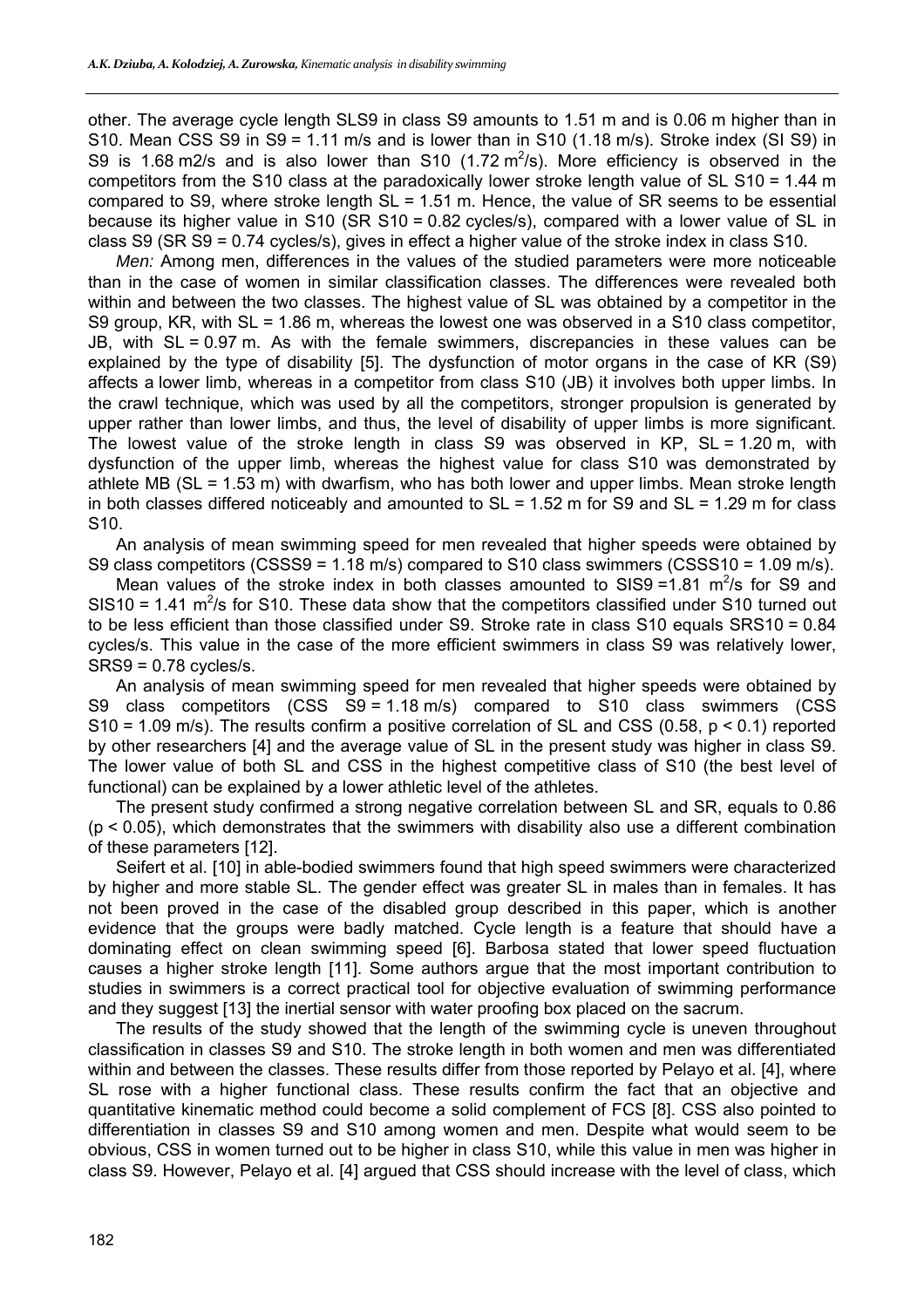other. The average cycle length $SLS9$ in class S9 amounts to 1.51 m and is 0.06 m higher than in S10. Mean CSS S9 in S9 = 1.11 m/s and is lower than in S10 (1.18 m/s). Stroke index (SI S9) in S9 is 1.68 m2/s and is also lower than S10 (1.72 $m^2$/s). More efficiency is observed in the competitors from the S10 class at the paradoxically lower stroke length value of SL S10 = 1.44 m compared to S9, where stroke length SL = 1.51 m. Hence, the value of SR seems to be essential because its higher value in S10 (SR S10 = 0.82 cycles/s), compared with a lower value of SL in class S9 (SR S9 = 0.74 cycles/s), gives in effect a higher value of the stroke index in class S10.

*Men:* Among men, differences in the values of the studied parameters were more noticeable than in the case of women in similar classification classes. The differences were revealed both within and between the two classes. The highest value of SL was obtained by a competitor in the S9 group, KR, with SL = 1.86 m, whereas the lowest one was observed in a S10 class competitor, JB, with SL = 0.97 m. As with the female swimmers, discrepancies in these values can be explained by the type of disability [5]. The dysfunction of motor organs in the case of KR (S9) affects a lower limb, whereas in a competitor from class S10 (JB) it involves both upper limbs. In the crawl technique, which was used by all the competitors, stronger propulsion is generated by upper rather than lower limbs, and thus, the level of disability of upper limbs is more significant. The lowest value of the stroke length in class S9 was observed in KP, SL = 1.20 m, with dysfunction of the upper limb, whereas the highest value for class S10 was demonstrated by athlete MB (SL = 1.53 m) with dwarfism, who has both lower and upper limbs. Mean stroke length in both classes differed noticeably and amounted to SL = 1.52 m for S9 and SL = 1.29 m for class S10.

An analysis of mean swimming speed for men revealed that higher speeds were obtained by S9 class competitors (CSSS9 = 1.18 m/s) compared to S10 class swimmers (CSSS10 = 1.09 m/s).

Mean values of the stroke index in both classes amounted to SIS9 =1.81 $m^2$/s for S9 and SIS10 = 1.41 $m^2$/s for S10. These data show that the competitors classified under S10 turned out to be less efficient than those classified under S9. Stroke rate in class S10 equals SRS10 = 0.84 cycles/s. This value in the case of the more efficient swimmers in class S9 was relatively lower, SRS9 = 0.78 cycles/s.

An analysis of mean swimming speed for men revealed that higher speeds were obtained by S9 class competitors (CSS S9 = 1.18 m/s) compared to S10 class swimmers (CSS S10 = 1.09 m/s). The results confirm a positive correlation of SL and CSS (0.58, $p < 0.1$) reported by other researchers [4] and the average value of SL in the present study was higher in class S9. The lower value of both SL and CSS in the highest competitive class of S10 (the best level of functional) can be explained by a lower athletic level of the athletes.

The present study confirmed a strong negative correlation between SL and SR, equals to 0.86 ($p < 0.05$), which demonstrates that the swimmers with disability also use a different combination of these parameters [12].

Seifert et al. [10] in able-bodied swimmers found that high speed swimmers were characterized by higher and more stable SL. The gender effect was greater SL in males than in females. It has not been proved in the case of the disabled group described in this paper, which is another evidence that the groups were badly matched. Cycle length is a feature that should have a dominating effect on clean swimming speed [6]. Barbosa stated that lower speed fluctuation causes a higher stroke length [11]. Some authors argue that the most important contribution to studies in swimmers is a correct practical tool for objective evaluation of swimming performance and they suggest [13] the inertial sensor with water proofing box placed on the sacrum.

The results of the study showed that the length of the swimming cycle is uneven throughout classification in classes S9 and S10. The stroke length in both women and men was differentiated within and between the classes. These results differ from those reported by Pelayo et al. [4], where SL rose with a higher functional class. These results confirm the fact that an objective and quantitative kinematic method could become a solid complement of FCS [8]. CSS also pointed to differentiation in classes S9 and S10 among women and men. Despite what would seem to be obvious, CSS in women turned out to be higher in class S10, while this value in men was higher in class S9. However, Pelayo et al. [4] argued that CSS should increase with the level of class, which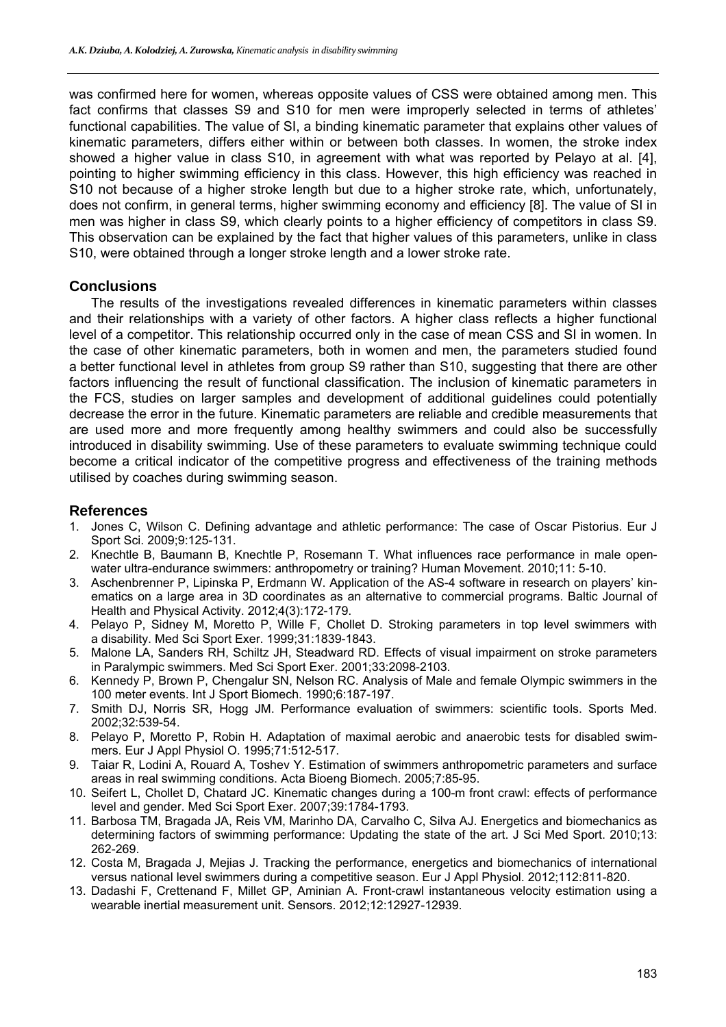was confirmed here for women, whereas opposite values of CSS were obtained among men. This fact confirms that classes S9 and S10 for men were improperly selected in terms of athletes' functional capabilities. The value of SI, a binding kinematic parameter that explains other values of kinematic parameters, differs either within or between both classes. In women, the stroke index showed a higher value in class S10, in agreement with what was reported by Pelayo at al. [4], pointing to higher swimming efficiency in this class. However, this high efficiency was reached in S10 not because of a higher stroke length but due to a higher stroke rate, which, unfortunately, does not confirm, in general terms, higher swimming economy and efficiency [8]. The value of SI in men was higher in class S9, which clearly points to a higher efficiency of competitors in class S9. This observation can be explained by the fact that higher values of this parameters, unlike in class S10, were obtained through a longer stroke length and a lower stroke rate.

## Conclusions

The results of the investigations revealed differences in kinematic parameters within classes and their relationships with a variety of other factors. A higher class reflects a higher functional level of a competitor. This relationship occurred only in the case of mean CSS and SI in women. In the case of other kinematic parameters, both in women and men, the parameters studied found a better functional level in athletes from group S9 rather than S10, suggesting that there are other factors influencing the result of functional classification. The inclusion of kinematic parameters in the FCS, studies on larger samples and development of additional guidelines could potentially decrease the error in the future. Kinematic parameters are reliable and credible measurements that are used more and more frequently among healthy swimmers and could also be successfully introduced in disability swimming. Use of these parameters to evaluate swimming technique could become a critical indicator of the competitive progress and effectiveness of the training methods utilised by coaches during swimming season.

## References

1. Jones C, Wilson C. Defining advantage and athletic performance: The case of Oscar Pistorius. Eur J Sport Sci. 2009;9:125-131.
2. Knechtle B, Baumann B, Knechtle P, Rosemann T. What influences race performance in male open-water ultra-endurance swimmers: anthropometry or training? Human Movement. 2010;11: 5-10.
3. Aschenbrenner P, Lipinska P, Erdmann W. Application of the AS-4 software in research on players' kinematics on a large area in 3D coordinates as an alternative to commercial programs. Baltic Journal of Health and Physical Activity. 2012;4(3):172-179.
4. Pelayo P, Sidney M, Moretto P, Wille F, Chollet D. Stroking parameters in top level swimmers with a disability. Med Sci Sport Exer. 1999;31:1839-1843.
5. Malone LA, Sanders RH, Schiltz JH, Steadward RD. Effects of visual impairment on stroke parameters in Paralympic swimmers. Med Sci Sport Exer. 2001;33:2098-2103.
6. Kennedy P, Brown P, Chengalur SN, Nelson RC. Analysis of Male and female Olympic swimmers in the 100 meter events. Int J Sport Biomech. 1990;6:187-197.
7. Smith DJ, Norris SR, Hogg JM. Performance evaluation of swimmers: scientific tools. Sports Med. 2002;32:539-54.
8. Pelayo P, Moretto P, Robin H. Adaptation of maximal aerobic and anaerobic tests for disabled swimmers. Eur J Appl Physiol O. 1995;71:512-517.
9. Taiar R, Lodini A, Rouard A, Toshev Y. Estimation of swimmers anthropometric parameters and surface areas in real swimming conditions. Acta Bioeng Biomech. 2005;7:85-95.
10. Seifert L, Chollet D, Chatard JC. Kinematic changes during a 100-m front crawl: effects of performance level and gender. Med Sci Sport Exer. 2007;39:1784-1793.
11. Barbosa TM, Bragada JA, Reis VM, Marinho DA, Carvalho C, Silva AJ. Energetics and biomechanics as determining factors of swimming performance: Updating the state of the art. J Sci Med Sport. 2010;13: 262-269.
12. Costa M, Bragada J, Mejias J. Tracking the performance, energetics and biomechanics of international versus national level swimmers during a competitive season. Eur J Appl Physiol. 2012;112:811-820.
13. Dadashi F, Crettenand F, Millet GP, Aminian A. Front-crawl instantaneous velocity estimation using a wearable inertial measurement unit. Sensors. 2012;12:12927-12939.